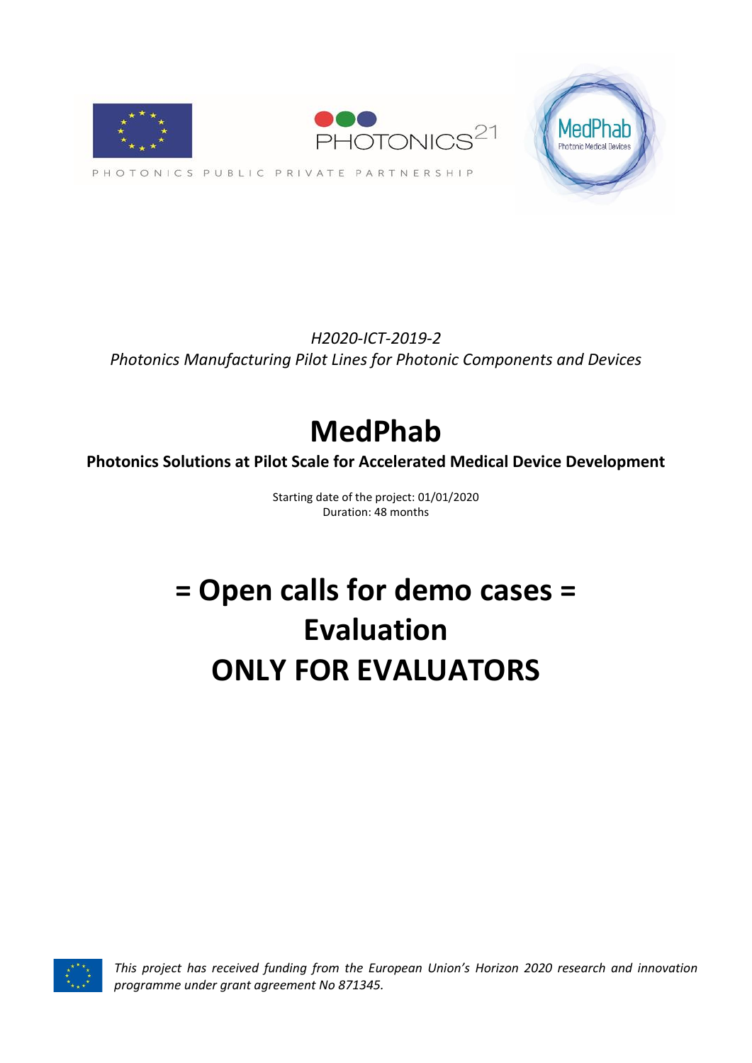PHOTONICS PUBLIC PRIVATE PARTNERSHIP

*H2020-ICT-2019-2*
*Photonics Manufacturing Pilot Lines for Photonic Components and Devices*

# MedPhab

**Photonics Solutions at Pilot Scale for Accelerated Medical Device Development**

Starting date of the project: 01/01/2020
Duration: 48 months

# = Open calls for demo cases =
# Evaluation
# ONLY FOR EVALUATORS

*This project has received funding from the European Union's Horizon 2020 research and innovation programme under grant agreement No 871345.*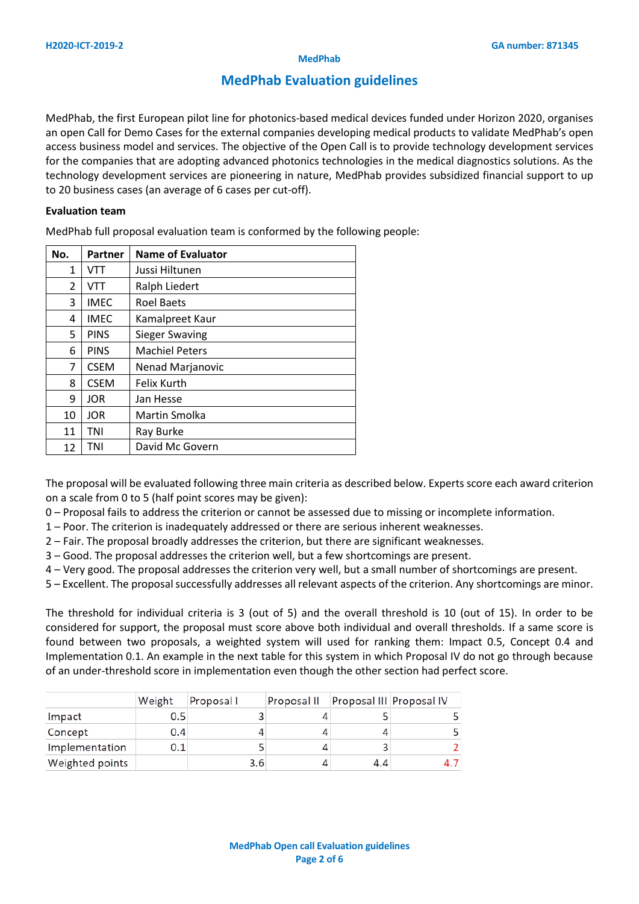## MedPhab Evaluation guidelines

MedPhab, the first European pilot line for photonics-based medical devices funded under Horizon 2020, organises an open Call for Demo Cases for the external companies developing medical products to validate MedPhab's open access business model and services. The objective of the Open Call is to provide technology development services for the companies that are adopting advanced photonics technologies in the medical diagnostics solutions. As the technology development services are pioneering in nature, MedPhab provides subsidized financial support to up to 20 business cases (an average of 6 cases per cut-off).

**Evaluation team**

MedPhab full proposal evaluation team is conformed by the following people:

| No. | Partner | Name of Evaluator |
|---|---|---|
| 1 | VTT | Jussi Hiltunen |
| 2 | VTT | Ralph Liedert |
| 3 | IMEC | Roel Baets |
| 4 | IMEC | Kamalpreet Kaur |
| 5 | PINS | Sieger Swaving |
| 6 | PINS | Machiel Peters |
| 7 | CSEM | Nenad Marjanovic |
| 8 | CSEM | Felix Kurth |
| 9 | JOR | Jan Hesse |
| 10 | JOR | Martin Smolka |
| 11 | TNI | Ray Burke |
| 12 | TNI | David Mc Govern |

The proposal will be evaluated following three main criteria as described below. Experts score each award criterion on a scale from 0 to 5 (half point scores may be given):

0 – Proposal fails to address the criterion or cannot be assessed due to missing or incomplete information.
1 – Poor. The criterion is inadequately addressed or there are serious inherent weaknesses.
2 – Fair. The proposal broadly addresses the criterion, but there are significant weaknesses.
3 – Good. The proposal addresses the criterion well, but a few shortcomings are present.
4 – Very good. The proposal addresses the criterion very well, but a small number of shortcomings are present.
5 – Excellent. The proposal successfully addresses all relevant aspects of the criterion. Any shortcomings are minor.

The threshold for individual criteria is 3 (out of 5) and the overall threshold is 10 (out of 15). In order to be considered for support, the proposal must score above both individual and overall thresholds. If a same score is found between two proposals, a weighted system will used for ranking them: Impact 0.5, Concept 0.4 and Implementation 0.1. An example in the next table for this system in which Proposal IV do not go through because of an under-threshold score in implementation even though the other section had perfect score.

| | Weight | Proposal I | Proposal II | Proposal III | Proposal IV |
|---|---|---|---|---|---|
| Impact | 0.5 | 3 | 4 | 5 | 5 |
| Concept | 0.4 | 4 | 4 | 4 | 5 |
| Implementation | 0.1 | 5 | 4 | 3 | 2 |
| Weighted points | | 3.6 | 4 | 4.4 | 4.7 |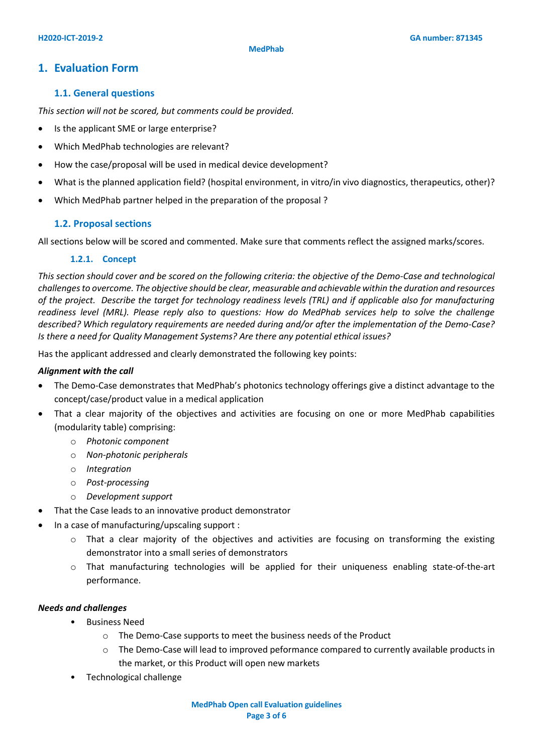# 1. Evaluation Form

## 1.1. General questions

*This section will not be scored, but comments could be provided.*

- Is the applicant SME or large enterprise?
- Which MedPhab technologies are relevant?
- How the case/proposal will be used in medical device development?
- What is the planned application field? (hospital environment, in vitro/in vivo diagnostics, therapeutics, other)?
- Which MedPhab partner helped in the preparation of the proposal ?

## 1.2. Proposal sections

All sections below will be scored and commented. Make sure that comments reflect the assigned marks/scores.

### 1.2.1. Concept

*This section should cover and be scored on the following criteria: the objective of the Demo-Case and technological challenges to overcome. The objective should be clear, measurable and achievable within the duration and resources of the project. Describe the target for technology readiness levels (TRL) and if applicable also for manufacturing readiness level (MRL). Please reply also to questions: How do MedPhab services help to solve the challenge described? Which regulatory requirements are needed during and/or after the implementation of the Demo-Case? Is there a need for Quality Management Systems? Are there any potential ethical issues?*

Has the applicant addressed and clearly demonstrated the following key points:

***Alignment with the call***

- The Demo-Case demonstrates that MedPhab's photonics technology offerings give a distinct advantage to the concept/case/product value in a medical application
- That a clear majority of the objectives and activities are focusing on one or more MedPhab capabilities (modularity table) comprising:
    - *Photonic component*
    - *Non-photonic peripherals*
    - *Integration*
    - *Post-processing*
    - *Development support*
- That the Case leads to an innovative product demonstrator
- In a case of manufacturing/upscaling support :
    - That a clear majority of the objectives and activities are focusing on transforming the existing demonstrator into a small series of demonstrators
    - That manufacturing technologies will be applied for their uniqueness enabling state-of-the-art performance.

***Needs and challenges***

- Business Need
    - The Demo-Case supports to meet the business needs of the Product
    - The Demo-Case will lead to improved peformance compared to currently available products in the market, or this Product will open new markets
- Technological challenge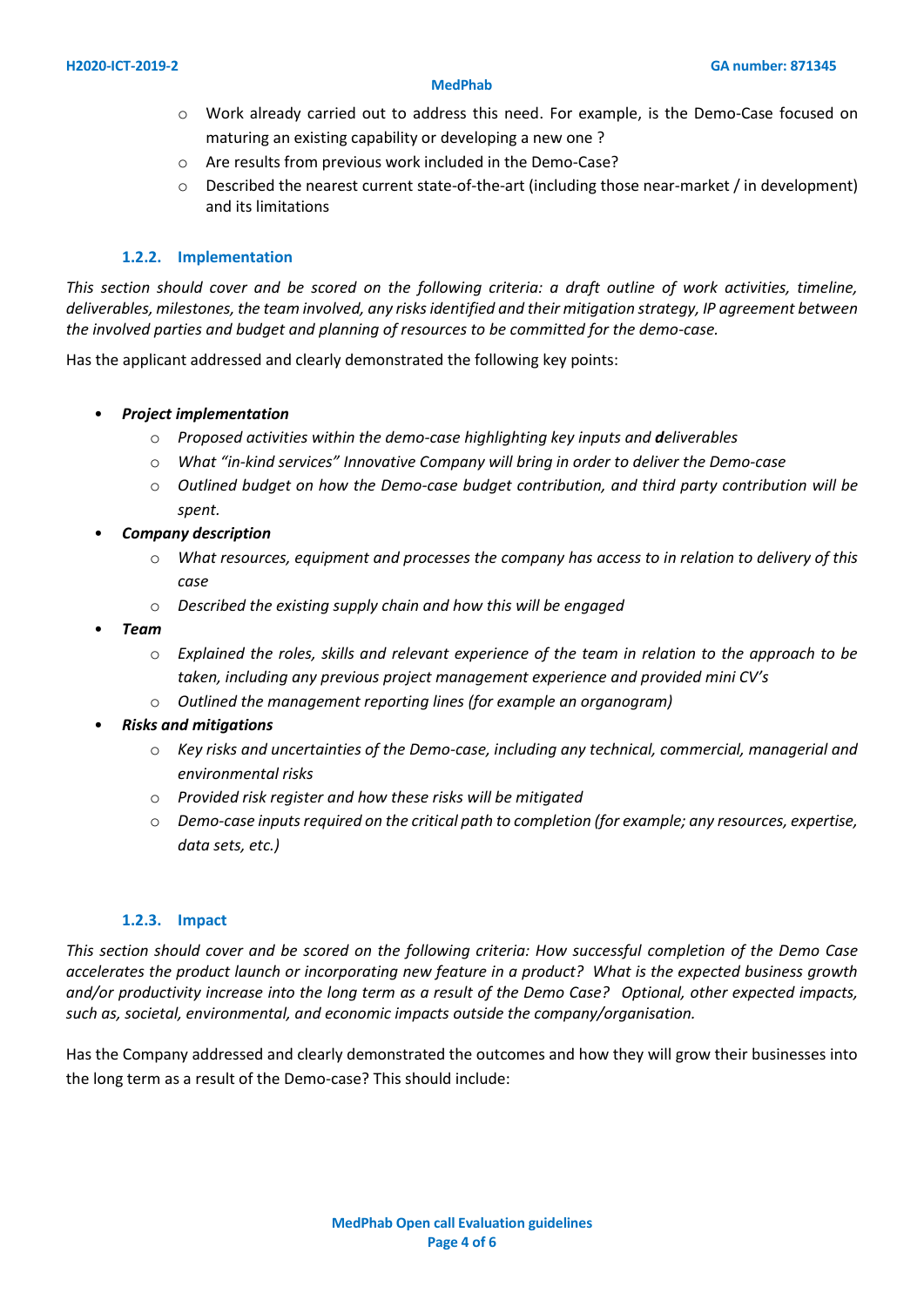- Work already carried out to address this need. For example, is the Demo-Case focused on maturing an existing capability or developing a new one ?
- Are results from previous work included in the Demo-Case?
- Described the nearest current state-of-the-art (including those near-market / in development) and its limitations

### 1.2.2. Implementation

*This section should cover and be scored on the following criteria: a draft outline of work activities, timeline, deliverables, milestones, the team involved, any risks identified and their mitigation strategy, IP agreement between the involved parties and budget and planning of resources to be committed for the demo-case.*

Has the applicant addressed and clearly demonstrated the following key points:

- ***Project implementation***
  - *Proposed activities within the demo-case highlighting key inputs and **d**eliverables*
  - *What "in-kind services" Innovative Company will bring in order to deliver the Demo-case*
  - *Outlined budget on how the Demo-case budget contribution, and third party contribution will be spent.*
- ***Company description***
  - *What resources, equipment and processes the company has access to in relation to delivery of this case*
  - *Described the existing supply chain and how this will be engaged*
- ***Team***
  - *Explained the roles, skills and relevant experience of the team in relation to the approach to be taken, including any previous project management experience and provided mini CV's*
  - *Outlined the management reporting lines (for example an organogram)*
- ***Risks and mitigations***
  - *Key risks and uncertainties of the Demo-case, including any technical, commercial, managerial and environmental risks*
  - *Provided risk register and how these risks will be mitigated*
  - *Demo-case inputs required on the critical path to completion (for example; any resources, expertise, data sets, etc.)*

### 1.2.3. Impact

*This section should cover and be scored on the following criteria: How successful completion of the Demo Case accelerates the product launch or incorporating new feature in a product? What is the expected business growth and/or productivity increase into the long term as a result of the Demo Case? Optional, other expected impacts, such as, societal, environmental, and economic impacts outside the company/organisation.*

Has the Company addressed and clearly demonstrated the outcomes and how they will grow their businesses into the long term as a result of the Demo-case? This should include: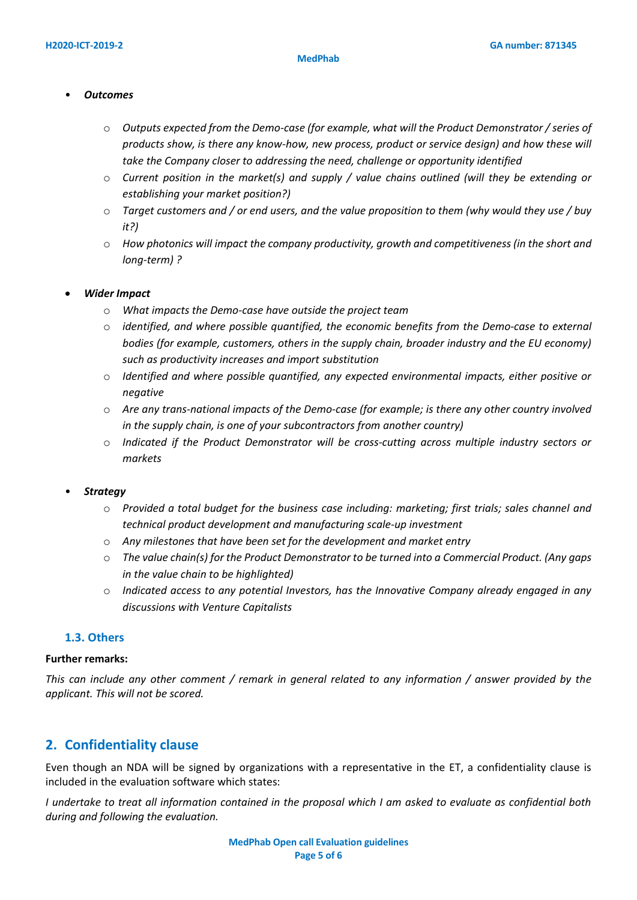- ***Outcomes***
    - *Outputs expected from the Demo-case (for example, what will the Product Demonstrator / series of products show, is there any know-how, new process, product or service design) and how these will take the Company closer to addressing the need, challenge or opportunity identified*
    - *Current position in the market(s) and supply / value chains outlined (will they be extending or establishing your market position?)*
    - *Target customers and / or end users, and the value proposition to them (why would they use / buy it?)*
    - *How photonics will impact the company productivity, growth and competitiveness (in the short and long-term) ?*

- ***Wider Impact***
    - *What impacts the Demo-case have outside the project team*
    - *identified, and where possible quantified, the economic benefits from the Demo-case to external bodies (for example, customers, others in the supply chain, broader industry and the EU economy) such as productivity increases and import substitution*
    - *Identified and where possible quantified, any expected environmental impacts, either positive or negative*
    - *Are any trans-national impacts of the Demo-case (for example; is there any other country involved in the supply chain, is one of your subcontractors from another country)*
    - *Indicated if the Product Demonstrator will be cross-cutting across multiple industry sectors or markets*

- ***Strategy***
    - *Provided a total budget for the business case including: marketing; first trials; sales channel and technical product development and manufacturing scale-up investment*
    - *Any milestones that have been set for the development and market entry*
    - *The value chain(s) for the Product Demonstrator to be turned into a Commercial Product. (Any gaps in the value chain to be highlighted)*
    - *Indicated access to any potential Investors, has the Innovative Company already engaged in any discussions with Venture Capitalists*

### 1.3. Others

**Further remarks:**

*This can include any other comment / remark in general related to any information / answer provided by the applicant. This will not be scored.*

## 2. Confidentiality clause

Even though an NDA will be signed by organizations with a representative in the ET, a confidentiality clause is included in the evaluation software which states:

*I undertake to treat all information contained in the proposal which I am asked to evaluate as confidential both during and following the evaluation.*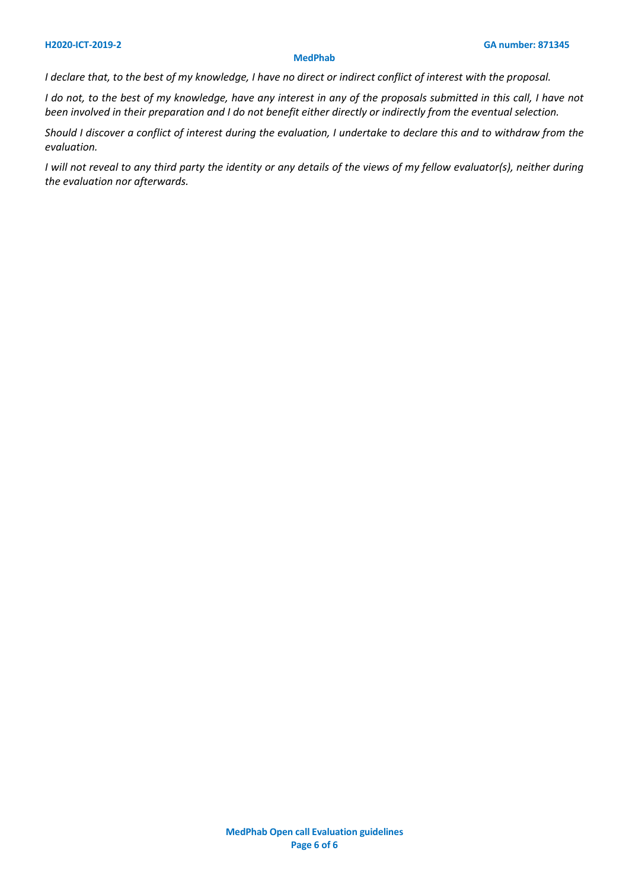*I declare that, to the best of my knowledge, I have no direct or indirect conflict of interest with the proposal.*

*I do not, to the best of my knowledge, have any interest in any of the proposals submitted in this call, I have not been involved in their preparation and I do not benefit either directly or indirectly from the eventual selection.*

*Should I discover a conflict of interest during the evaluation, I undertake to declare this and to withdraw from the evaluation.*

*I will not reveal to any third party the identity or any details of the views of my fellow evaluator(s), neither during the evaluation nor afterwards.*